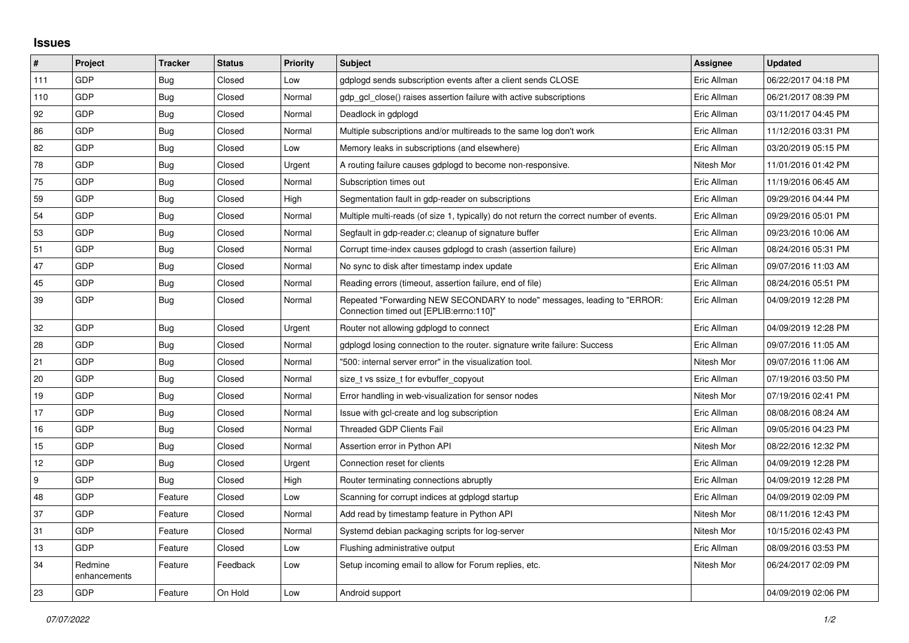## Issues

| # | Project | Tracker | Status | Priority | Subject | Assignee | Updated |
|---|---|---|---|---|---|---|---|
| 111 | GDP | Bug | Closed | Low | gdplogd sends subscription events after a client sends CLOSE | Eric Allman | 06/22/2017 04:18 PM |
| 110 | GDP | Bug | Closed | Normal | gdp_gcl_close() raises assertion failure with active subscriptions | Eric Allman | 06/21/2017 08:39 PM |
| 92 | GDP | Bug | Closed | Normal | Deadlock in gdplogd | Eric Allman | 03/11/2017 04:45 PM |
| 86 | GDP | Bug | Closed | Normal | Multiple subscriptions and/or multireads to the same log don't work | Eric Allman | 11/12/2016 03:31 PM |
| 82 | GDP | Bug | Closed | Low | Memory leaks in subscriptions (and elsewhere) | Eric Allman | 03/20/2019 05:15 PM |
| 78 | GDP | Bug | Closed | Urgent | A routing failure causes gdplogd to become non-responsive. | Nitesh Mor | 11/01/2016 01:42 PM |
| 75 | GDP | Bug | Closed | Normal | Subscription times out | Eric Allman | 11/19/2016 06:45 AM |
| 59 | GDP | Bug | Closed | High | Segmentation fault in gdp-reader on subscriptions | Eric Allman | 09/29/2016 04:44 PM |
| 54 | GDP | Bug | Closed | Normal | Multiple multi-reads (of size 1, typically) do not return the correct number of events. | Eric Allman | 09/29/2016 05:01 PM |
| 53 | GDP | Bug | Closed | Normal | Segfault in gdp-reader.c; cleanup of signature buffer | Eric Allman | 09/23/2016 10:06 AM |
| 51 | GDP | Bug | Closed | Normal | Corrupt time-index causes gdplogd to crash (assertion failure) | Eric Allman | 08/24/2016 05:31 PM |
| 47 | GDP | Bug | Closed | Normal | No sync to disk after timestamp index update | Eric Allman | 09/07/2016 11:03 AM |
| 45 | GDP | Bug | Closed | Normal | Reading errors (timeout, assertion failure, end of file) | Eric Allman | 08/24/2016 05:51 PM |
| 39 | GDP | Bug | Closed | Normal | Repeated "Forwarding NEW SECONDARY to node" messages, leading to "ERROR: Connection timed out [EPLIB:errno:110]" | Eric Allman | 04/09/2019 12:28 PM |
| 32 | GDP | Bug | Closed | Urgent | Router not allowing gdplogd to connect | Eric Allman | 04/09/2019 12:28 PM |
| 28 | GDP | Bug | Closed | Normal | gdplogd losing connection to the router. signature write failure: Success | Eric Allman | 09/07/2016 11:05 AM |
| 21 | GDP | Bug | Closed | Normal | "500: internal server error" in the visualization tool. | Nitesh Mor | 09/07/2016 11:06 AM |
| 20 | GDP | Bug | Closed | Normal | size_t vs ssize_t for evbuffer_copyout | Eric Allman | 07/19/2016 03:50 PM |
| 19 | GDP | Bug | Closed | Normal | Error handling in web-visualization for sensor nodes | Nitesh Mor | 07/19/2016 02:41 PM |
| 17 | GDP | Bug | Closed | Normal | Issue with gcl-create and log subscription | Eric Allman | 08/08/2016 08:24 AM |
| 16 | GDP | Bug | Closed | Normal | Threaded GDP Clients Fail | Eric Allman | 09/05/2016 04:23 PM |
| 15 | GDP | Bug | Closed | Normal | Assertion error in Python API | Nitesh Mor | 08/22/2016 12:32 PM |
| 12 | GDP | Bug | Closed | Urgent | Connection reset for clients | Eric Allman | 04/09/2019 12:28 PM |
| 9 | GDP | Bug | Closed | High | Router terminating connections abruptly | Eric Allman | 04/09/2019 12:28 PM |
| 48 | GDP | Feature | Closed | Low | Scanning for corrupt indices at gdplogd startup | Eric Allman | 04/09/2019 02:09 PM |
| 37 | GDP | Feature | Closed | Normal | Add read by timestamp feature in Python API | Nitesh Mor | 08/11/2016 12:43 PM |
| 31 | GDP | Feature | Closed | Normal | Systemd debian packaging scripts for log-server | Nitesh Mor | 10/15/2016 02:43 PM |
| 13 | GDP | Feature | Closed | Low | Flushing administrative output | Eric Allman | 08/09/2016 03:53 PM |
| 34 | Redmine enhancements | Feature | Feedback | Low | Setup incoming email to allow for Forum replies, etc. | Nitesh Mor | 06/24/2017 02:09 PM |
| 23 | GDP | Feature | On Hold | Low | Android support | | 04/09/2019 02:06 PM |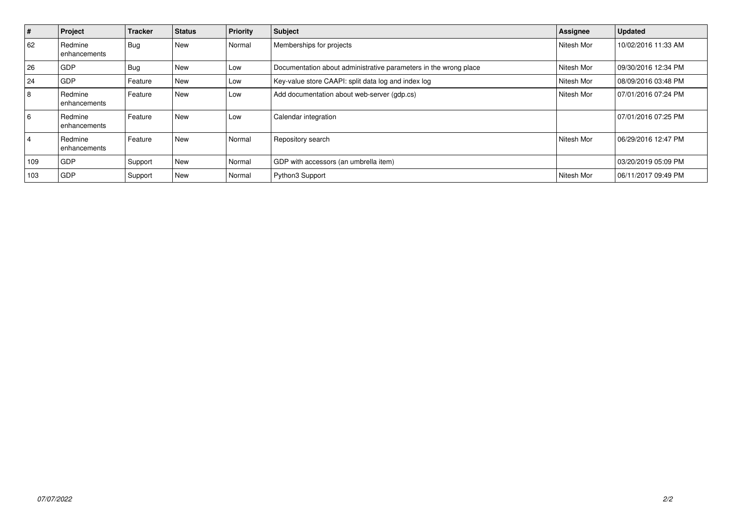| # | Project | Tracker | Status | Priority | Subject | Assignee | Updated |
|---|---|---|---|---|---|---|---|
| 62 | Redmine enhancements | Bug | New | Normal | Memberships for projects | Nitesh Mor | 10/02/2016 11:33 AM |
| 26 | GDP | Bug | New | Low | Documentation about administrative parameters in the wrong place | Nitesh Mor | 09/30/2016 12:34 PM |
| 24 | GDP | Feature | New | Low | Key-value store CAAPI: split data log and index log | Nitesh Mor | 08/09/2016 03:48 PM |
| 8 | Redmine enhancements | Feature | New | Low | Add documentation about web-server (gdp.cs) | Nitesh Mor | 07/01/2016 07:24 PM |
| 6 | Redmine enhancements | Feature | New | Low | Calendar integration | | 07/01/2016 07:25 PM |
| 4 | Redmine enhancements | Feature | New | Normal | Repository search | Nitesh Mor | 06/29/2016 12:47 PM |
| 109 | GDP | Support | New | Normal | GDP with accessors (an umbrella item) | | 03/20/2019 05:09 PM |
| 103 | GDP | Support | New | Normal | Python3 Support | Nitesh Mor | 06/11/2017 09:49 PM |